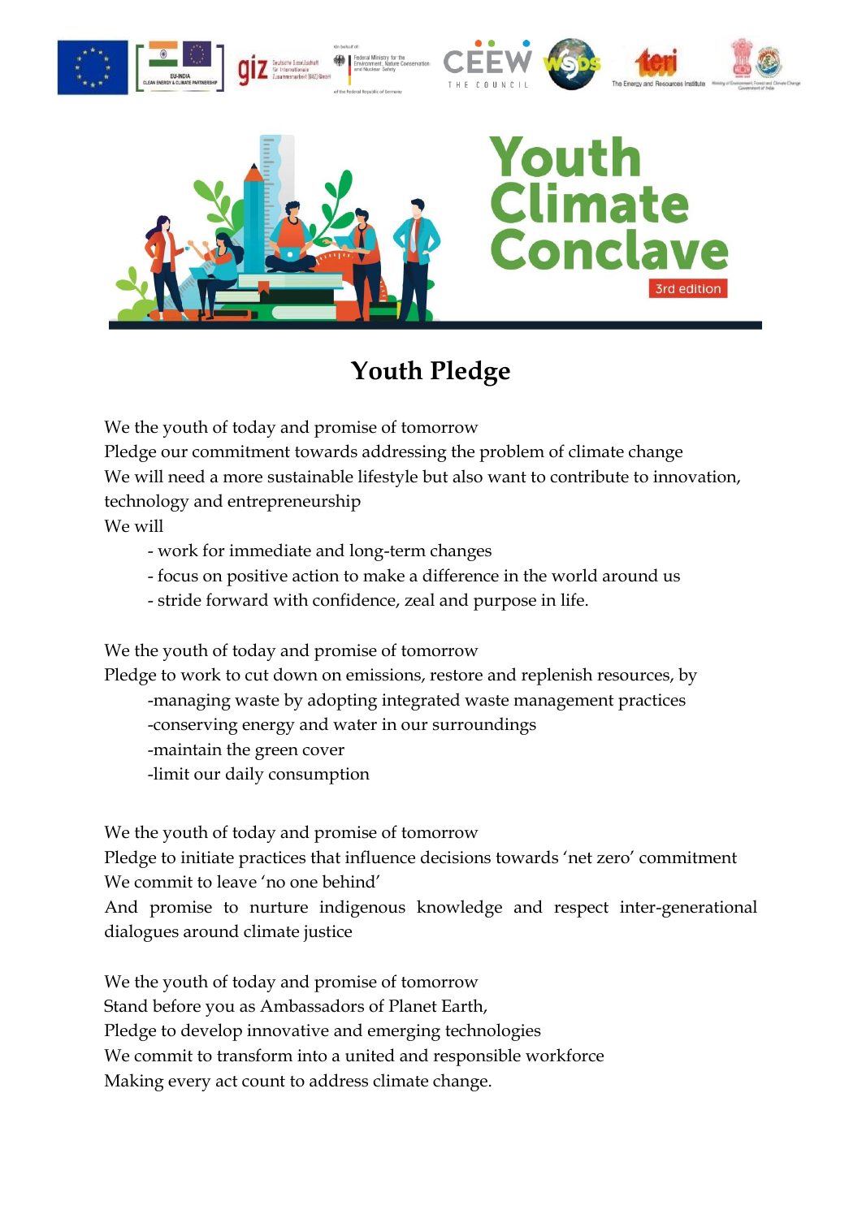# Youth Climate Conclave

3rd edition

## Youth Pledge

We the youth of today and promise of tomorrow
Pledge our commitment towards addressing the problem of climate change
We will need a more sustainable lifestyle but also want to contribute to innovation, technology and entrepreneurship
We will

- work for immediate and long-term changes
- focus on positive action to make a difference in the world around us
- stride forward with confidence, zeal and purpose in life.

We the youth of today and promise of tomorrow
Pledge to work to cut down on emissions, restore and replenish resources, by

- managing waste by adopting integrated waste management practices
- conserving energy and water in our surroundings
- maintain the green cover
- limit our daily consumption

We the youth of today and promise of tomorrow
Pledge to initiate practices that influence decisions towards 'net zero' commitment
We commit to leave 'no one behind'
And promise to nurture indigenous knowledge and respect inter-generational dialogues around climate justice

We the youth of today and promise of tomorrow
Stand before you as Ambassadors of Planet Earth,
Pledge to develop innovative and emerging technologies
We commit to transform into a united and responsible workforce
Making every act count to address climate change.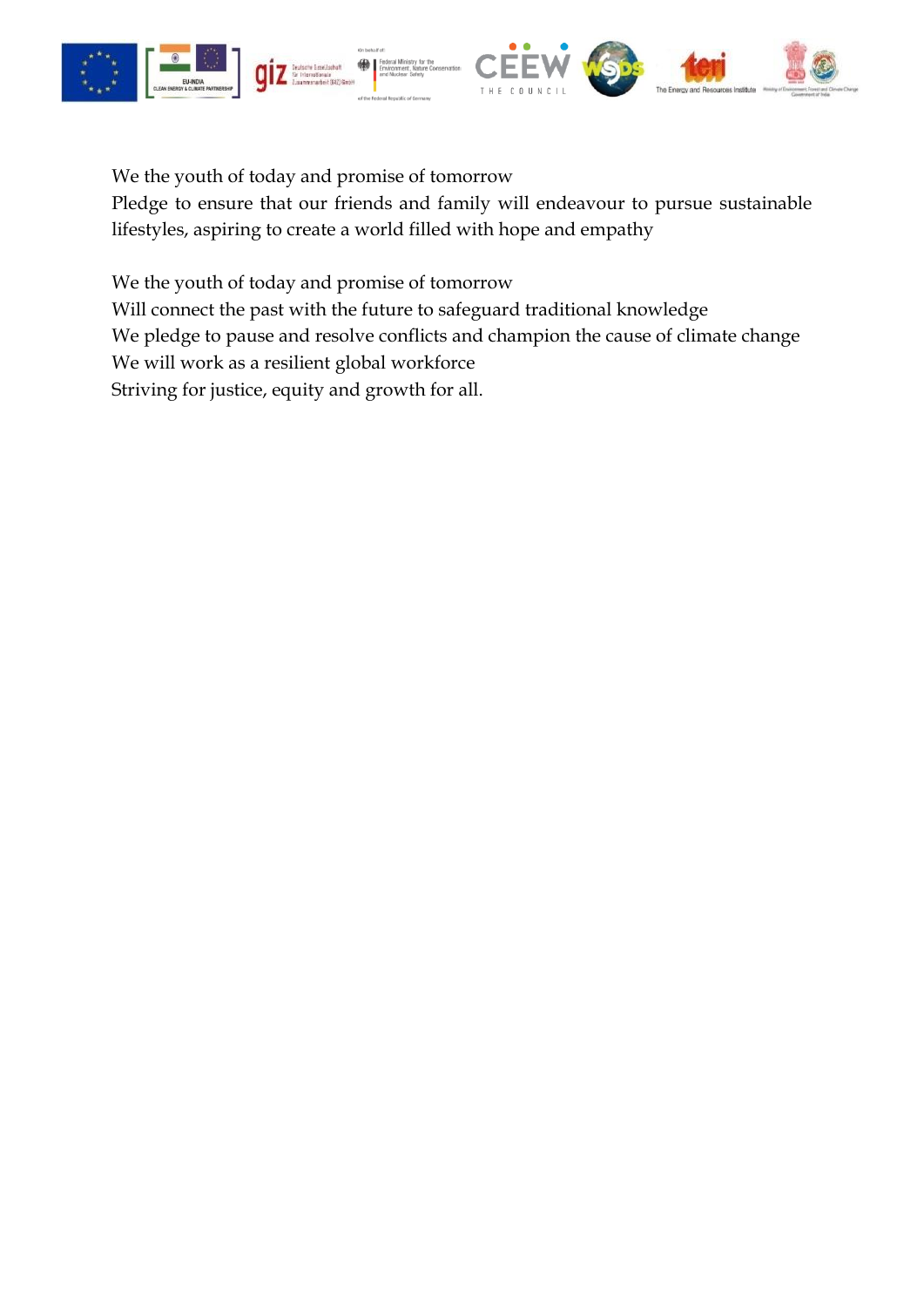We the youth of today and promise of tomorrow
Pledge to ensure that our friends and family will endeavour to pursue sustainable lifestyles, aspiring to create a world filled with hope and empathy

We the youth of today and promise of tomorrow
Will connect the past with the future to safeguard traditional knowledge
We pledge to pause and resolve conflicts and champion the cause of climate change
We will work as a resilient global workforce
Striving for justice, equity and growth for all.